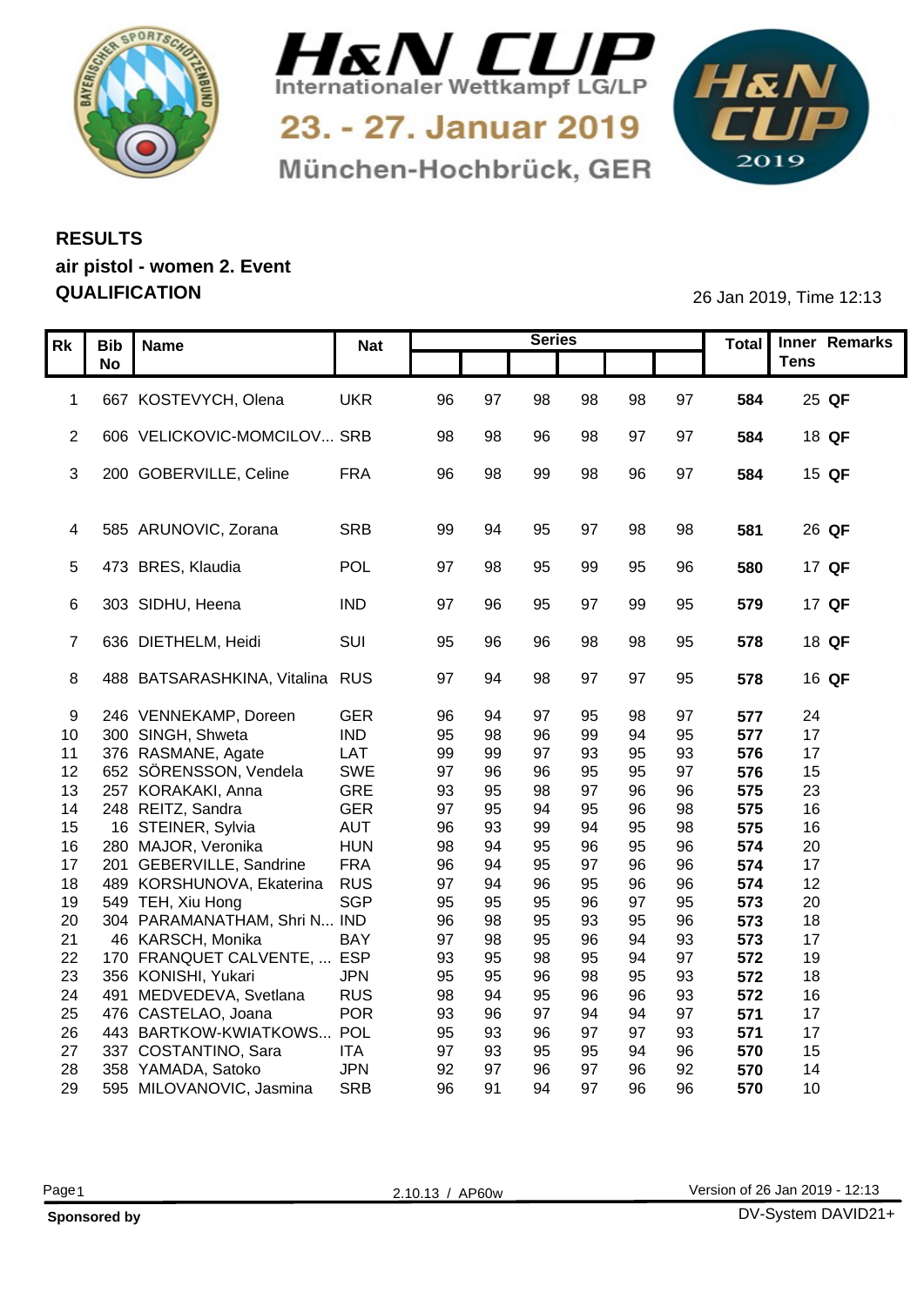# H&N CUP

Internationaler Wettkampf LG/LP

23. - 27. Januar 2019

München-Hochbrück, GER

## RESULTS

**air pistol - women 2. Event**

**QUALIFICATION**

26 Jan 2019, Time 12:13

| Rk | Bib No | Name | Nat | Series | | | | | | Total | Inner Tens | Remarks |
|---|---|---|---|---|---|---|---|---|---|---|---|---|
| 1 | 667 | KOSTEVYCH, Olena | UKR | 96 | 97 | 98 | 98 | 98 | 97 | **584** | 25 | **QF** |
| 2 | 606 | VELICKOVIC-MOMCILOV... | SRB | 98 | 98 | 96 | 98 | 97 | 97 | **584** | 18 | **QF** |
| 3 | 200 | GOBERVILLE, Celine | FRA | 96 | 98 | 99 | 98 | 96 | 97 | **584** | 15 | **QF** |
| 4 | 585 | ARUNOVIC, Zorana | SRB | 99 | 94 | 95 | 97 | 98 | 98 | **581** | 26 | **QF** |
| 5 | 473 | BRES, Klaudia | POL | 97 | 98 | 95 | 99 | 95 | 96 | **580** | 17 | **QF** |
| 6 | 303 | SIDHU, Heena | IND | 97 | 96 | 95 | 97 | 99 | 95 | **579** | 17 | **QF** |
| 7 | 636 | DIETHELM, Heidi | SUI | 95 | 96 | 96 | 98 | 98 | 95 | **578** | 18 | **QF** |
| 8 | 488 | BATSARASHKINA, Vitalina | RUS | 97 | 94 | 98 | 97 | 97 | 95 | **578** | 16 | **QF** |
| 9 | 246 | VENNEKAMP, Doreen | GER | 96 | 94 | 97 | 95 | 98 | 97 | **577** | 24 | |
| 10 | 300 | SINGH, Shweta | IND | 95 | 98 | 96 | 99 | 94 | 95 | **577** | 17 | |
| 11 | 376 | RASMANE, Agate | LAT | 99 | 99 | 97 | 93 | 95 | 93 | **576** | 17 | |
| 12 | 652 | SÖRENSSON, Vendela | SWE | 97 | 96 | 96 | 95 | 95 | 97 | **576** | 15 | |
| 13 | 257 | KORAKAKI, Anna | GRE | 93 | 95 | 98 | 97 | 96 | 96 | **575** | 23 | |
| 14 | 248 | REITZ, Sandra | GER | 97 | 95 | 94 | 95 | 96 | 98 | **575** | 16 | |
| 15 | 16 | STEINER, Sylvia | AUT | 96 | 93 | 99 | 94 | 95 | 98 | **575** | 16 | |
| 16 | 280 | MAJOR, Veronika | HUN | 98 | 94 | 95 | 96 | 95 | 96 | **574** | 20 | |
| 17 | 201 | GEBERVILLE, Sandrine | FRA | 96 | 94 | 95 | 97 | 96 | 96 | **574** | 17 | |
| 18 | 489 | KORSHUNOVA, Ekaterina | RUS | 97 | 94 | 96 | 95 | 96 | 96 | **574** | 12 | |
| 19 | 549 | TEH, Xiu Hong | SGP | 95 | 95 | 95 | 96 | 97 | 95 | **573** | 20 | |
| 20 | 304 | PARAMANATHAM, Shri N... | IND | 96 | 98 | 95 | 93 | 95 | 96 | **573** | 18 | |
| 21 | 46 | KARSCH, Monika | BAY | 97 | 98 | 95 | 96 | 94 | 93 | **573** | 17 | |
| 22 | 170 | FRANQUET CALVENTE, ... | ESP | 93 | 95 | 98 | 95 | 94 | 97 | **572** | 19 | |
| 23 | 356 | KONISHI, Yukari | JPN | 95 | 95 | 96 | 98 | 95 | 93 | **572** | 18 | |
| 24 | 491 | MEDVEDEVA, Svetlana | RUS | 98 | 94 | 95 | 96 | 96 | 93 | **572** | 16 | |
| 25 | 476 | CASTELAO, Joana | POR | 93 | 96 | 97 | 94 | 94 | 97 | **571** | 17 | |
| 26 | 443 | BARTKOW-KWIATKOWS... | POL | 95 | 93 | 96 | 97 | 97 | 93 | **571** | 17 | |
| 27 | 337 | COSTANTINO, Sara | ITA | 97 | 93 | 95 | 95 | 94 | 96 | **570** | 15 | |
| 28 | 358 | YAMADA, Satoko | JPN | 92 | 97 | 96 | 97 | 96 | 92 | **570** | 14 | |
| 29 | 595 | MILOVANOVIC, Jasmina | SRB | 96 | 91 | 94 | 97 | 96 | 96 | **570** | 10 | |

2.10.13 / AP60w

Version of 26 Jan 2019 - 12:13

**Sponsored by**

DV-System DAVID21+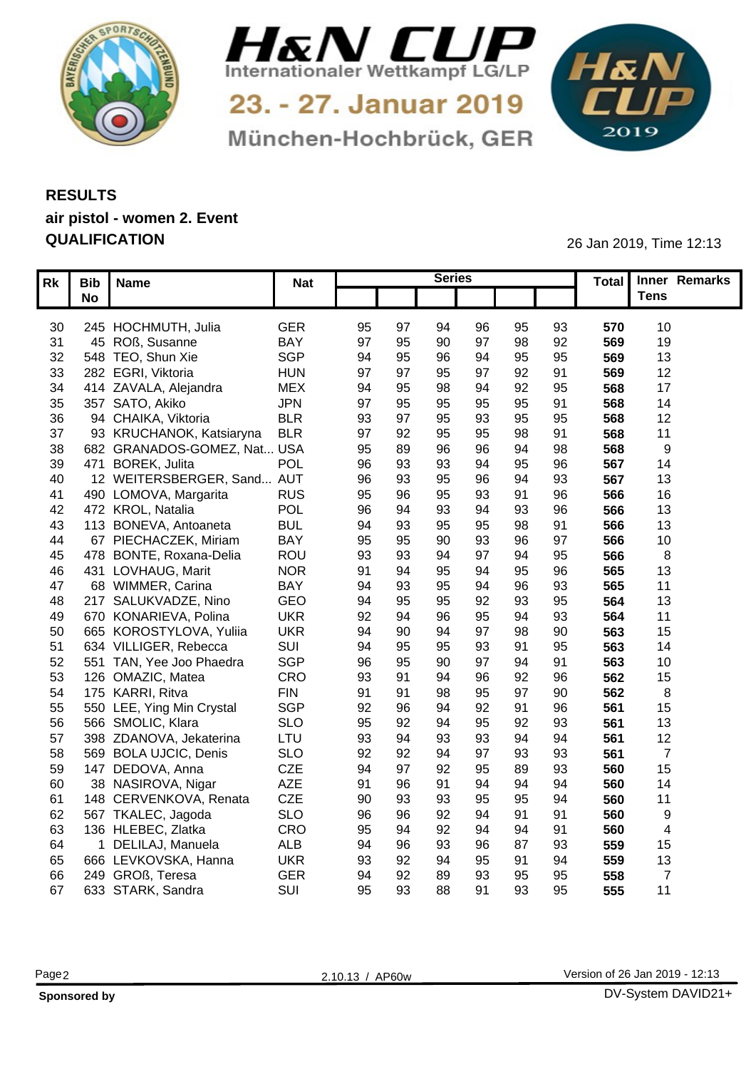# H&N CUP

Internationaler Wettkampf LG/LP

23. - 27. Januar 2019

München-Hochbrück, GER

## RESULTS

### air pistol - women 2. Event

### QUALIFICATION

26 Jan 2019, Time 12:13

| Rk | Bib No | Name | Nat | Series | | | | | | Total | Inner Tens | Remarks |
|---|---|---|---|---|---|---|---|---|---|---|---|---|
| 30 | 245 | HOCHMUTH, Julia | GER | 95 | 97 | 94 | 96 | 95 | 93 | **570** | 10 | |
| 31 | 45 | ROß, Susanne | BAY | 97 | 95 | 90 | 97 | 98 | 92 | **569** | 19 | |
| 32 | 548 | TEO, Shun Xie | SGP | 94 | 95 | 96 | 94 | 95 | 95 | **569** | 13 | |
| 33 | 282 | EGRI, Viktoria | HUN | 97 | 97 | 95 | 97 | 92 | 91 | **569** | 12 | |
| 34 | 414 | ZAVALA, Alejandra | MEX | 94 | 95 | 98 | 94 | 92 | 95 | **568** | 17 | |
| 35 | 357 | SATO, Akiko | JPN | 97 | 95 | 95 | 95 | 95 | 91 | **568** | 14 | |
| 36 | 94 | CHAIKA, Viktoria | BLR | 93 | 97 | 95 | 93 | 95 | 95 | **568** | 12 | |
| 37 | 93 | KRUCHANOK, Katsiaryna | BLR | 97 | 92 | 95 | 95 | 98 | 91 | **568** | 11 | |
| 38 | 682 | GRANADOS-GOMEZ, Nat... | USA | 95 | 89 | 96 | 96 | 94 | 98 | **568** | 9 | |
| 39 | 471 | BOREK, Julita | POL | 96 | 93 | 93 | 94 | 95 | 96 | **567** | 14 | |
| 40 | 12 | WEITERSBERGER, Sand... | AUT | 96 | 93 | 95 | 96 | 94 | 93 | **567** | 13 | |
| 41 | 490 | LOMOVA, Margarita | RUS | 95 | 96 | 95 | 93 | 91 | 96 | **566** | 16 | |
| 42 | 472 | KROL, Natalia | POL | 96 | 94 | 93 | 94 | 93 | 96 | **566** | 13 | |
| 43 | 113 | BONEVA, Antoaneta | BUL | 94 | 93 | 95 | 95 | 98 | 91 | **566** | 13 | |
| 44 | 67 | PIECHACZEK, Miriam | BAY | 95 | 95 | 90 | 93 | 96 | 97 | **566** | 10 | |
| 45 | 478 | BONTE, Roxana-Delia | ROU | 93 | 93 | 94 | 97 | 94 | 95 | **566** | 8 | |
| 46 | 431 | LOVHAUG, Marit | NOR | 91 | 94 | 95 | 94 | 95 | 96 | **565** | 13 | |
| 47 | 68 | WIMMER, Carina | BAY | 94 | 93 | 95 | 94 | 96 | 93 | **565** | 11 | |
| 48 | 217 | SALUKVADZE, Nino | GEO | 94 | 95 | 95 | 92 | 93 | 95 | **564** | 13 | |
| 49 | 670 | KONARIEVA, Polina | UKR | 92 | 94 | 96 | 95 | 94 | 93 | **564** | 11 | |
| 50 | 665 | KOROSTYLOVA, Yuliia | UKR | 94 | 90 | 94 | 97 | 98 | 90 | **563** | 15 | |
| 51 | 634 | VILLIGER, Rebecca | SUI | 94 | 95 | 95 | 93 | 91 | 95 | **563** | 14 | |
| 52 | 551 | TAN, Yee Joo Phaedra | SGP | 96 | 95 | 90 | 97 | 94 | 91 | **563** | 10 | |
| 53 | 126 | OMAZIC, Matea | CRO | 93 | 91 | 94 | 96 | 92 | 96 | **562** | 15 | |
| 54 | 175 | KARRI, Ritva | FIN | 91 | 91 | 98 | 95 | 97 | 90 | **562** | 8 | |
| 55 | 550 | LEE, Ying Min Crystal | SGP | 92 | 96 | 94 | 92 | 91 | 96 | **561** | 15 | |
| 56 | 566 | SMOLIC, Klara | SLO | 95 | 92 | 94 | 95 | 92 | 93 | **561** | 13 | |
| 57 | 398 | ZDANOVA, Jekaterina | LTU | 93 | 94 | 93 | 93 | 94 | 94 | **561** | 12 | |
| 58 | 569 | BOLA UJCIC, Denis | SLO | 92 | 92 | 94 | 97 | 93 | 93 | **561** | 7 | |
| 59 | 147 | DEDOVA, Anna | CZE | 94 | 97 | 92 | 95 | 89 | 93 | **560** | 15 | |
| 60 | 38 | NASIROVA, Nigar | AZE | 91 | 96 | 91 | 94 | 94 | 94 | **560** | 14 | |
| 61 | 148 | CERVENKOVA, Renata | CZE | 90 | 93 | 93 | 95 | 95 | 94 | **560** | 11 | |
| 62 | 567 | TKALEC, Jagoda | SLO | 96 | 96 | 92 | 94 | 91 | 91 | **560** | 9 | |
| 63 | 136 | HLEBEC, Zlatka | CRO | 95 | 94 | 92 | 94 | 94 | 91 | **560** | 4 | |
| 64 | 1 | DELILAJ, Manuela | ALB | 94 | 96 | 93 | 96 | 87 | 93 | **559** | 15 | |
| 65 | 666 | LEVKOVSKA, Hanna | UKR | 93 | 92 | 94 | 95 | 91 | 94 | **559** | 13 | |
| 66 | 249 | GROß, Teresa | GER | 94 | 92 | 89 | 93 | 95 | 95 | **558** | 7 | |
| 67 | 633 | STARK, Sandra | SUI | 95 | 93 | 88 | 91 | 93 | 95 | **555** | 11 | |

2.10.13 / AP60w

Version of 26 Jan 2019 - 12:13

**Sponsored by**

DV-System DAVID21+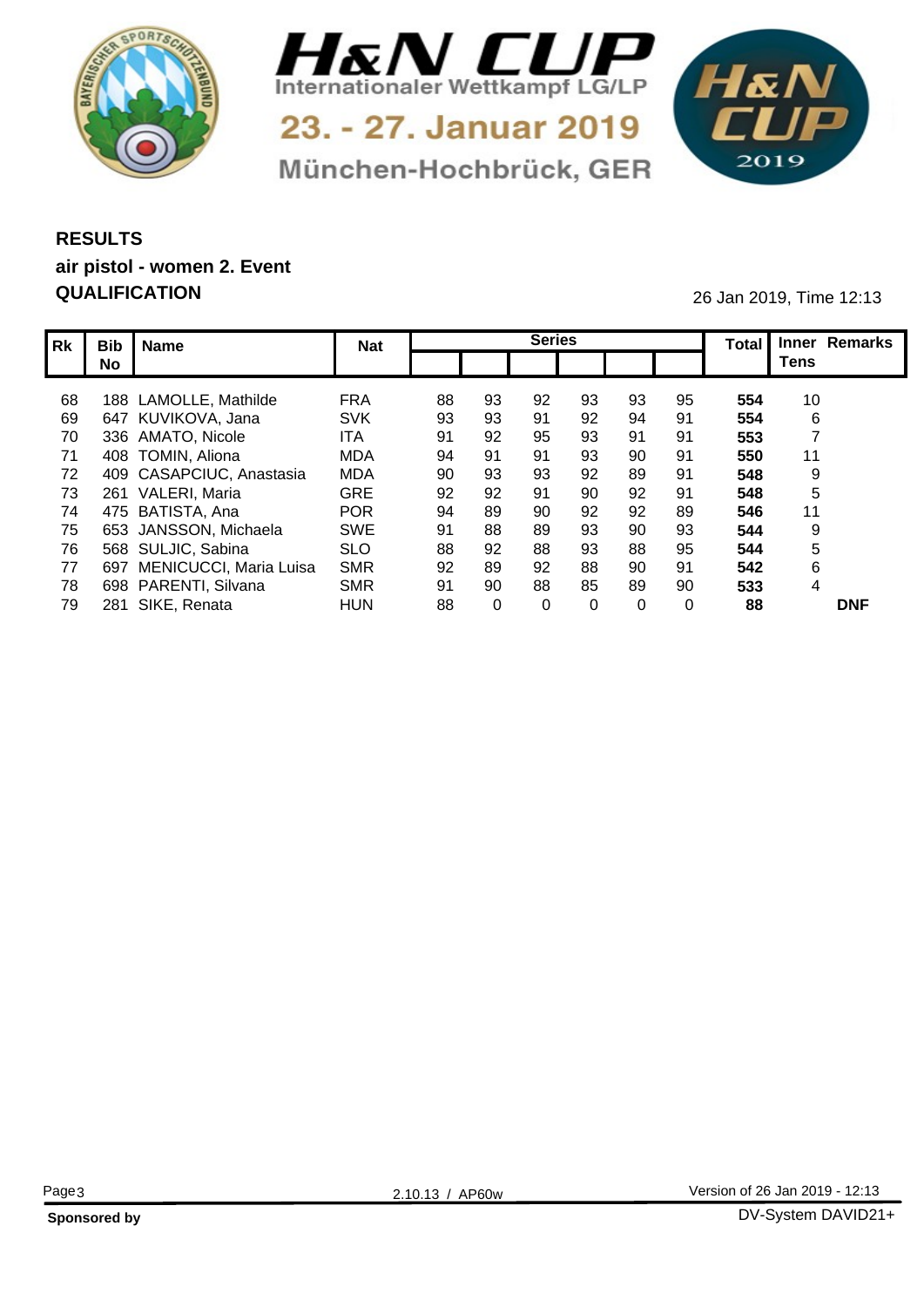H&N CUP

Internationaler Wettkampf LG/LP

23. - 27. Januar 2019

München-Hochbrück, GER

## RESULTS
## air pistol - women 2. Event
## QUALIFICATION

26 Jan 2019, Time 12:13

| Rk | Bib No | Name | Nat | Series | | | | | | Total | Inner Tens | Remarks |
|---|---|---|---|---|---|---|---|---|---|---|---|---|
| 68 | 188 | LAMOLLE, Mathilde | FRA | 88 | 93 | 92 | 93 | 93 | 95 | **554** | 10 | |
| 69 | 647 | KUVIKOVA, Jana | SVK | 93 | 93 | 91 | 92 | 94 | 91 | **554** | 6 | |
| 70 | 336 | AMATO, Nicole | ITA | 91 | 92 | 95 | 93 | 91 | 91 | **553** | 7 | |
| 71 | 408 | TOMIN, Aliona | MDA | 94 | 91 | 91 | 93 | 90 | 91 | **550** | 11 | |
| 72 | 409 | CASAPCIUC, Anastasia | MDA | 90 | 93 | 93 | 92 | 89 | 91 | **548** | 9 | |
| 73 | 261 | VALERI, Maria | GRE | 92 | 92 | 91 | 90 | 92 | 91 | **548** | 5 | |
| 74 | 475 | BATISTA, Ana | POR | 94 | 89 | 90 | 92 | 92 | 89 | **546** | 11 | |
| 75 | 653 | JANSSON, Michaela | SWE | 91 | 88 | 89 | 93 | 90 | 93 | **544** | 9 | |
| 76 | 568 | SULJIC, Sabina | SLO | 88 | 92 | 88 | 93 | 88 | 95 | **544** | 5 | |
| 77 | 697 | MENICUCCI, Maria Luisa | SMR | 92 | 89 | 92 | 88 | 90 | 91 | **542** | 6 | |
| 78 | 698 | PARENTI, Silvana | SMR | 91 | 90 | 88 | 85 | 89 | 90 | **533** | 4 | |
| 79 | 281 | SIKE, Renata | HUN | 88 | 0 | 0 | 0 | 0 | 0 | **88** | | **DNF** |

2.10.13 / AP60w

Version of 26 Jan 2019 - 12:13

**Sponsored by**

DV-System DAVID21+